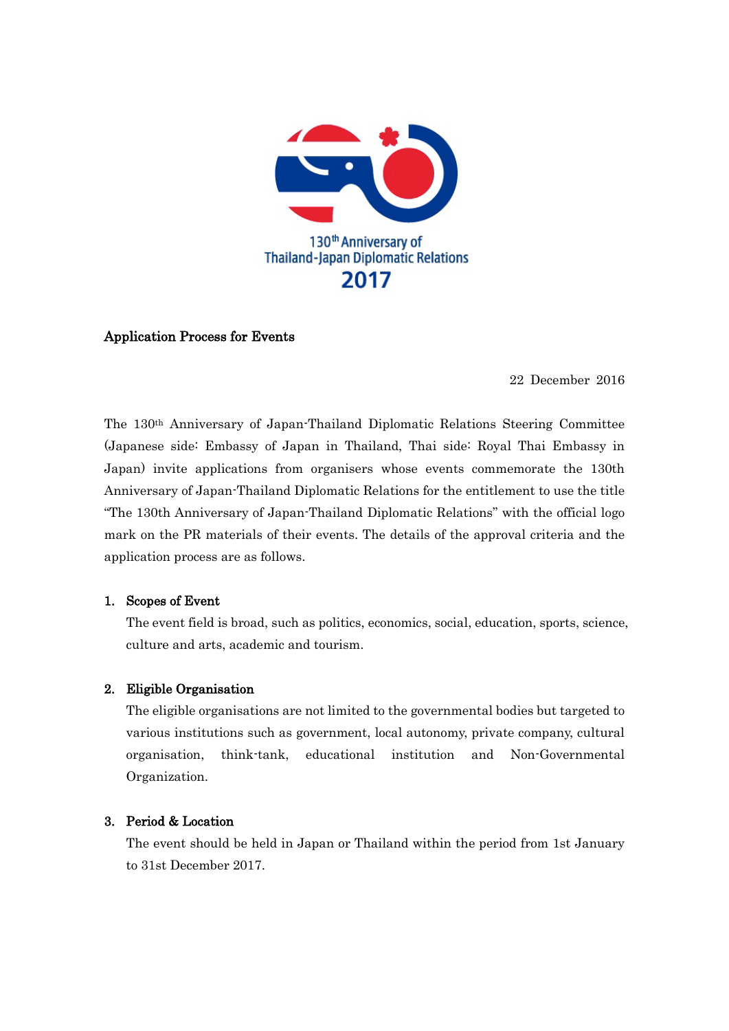130th Anniversary of Thailand-Japan Diplomatic Relations 2017

## Application Process for Events

22 December 2016

The 130th Anniversary of Japan-Thailand Diplomatic Relations Steering Committee (Japanese side: Embassy of Japan in Thailand, Thai side: Royal Thai Embassy in Japan) invite applications from organisers whose events commemorate the 130th Anniversary of Japan-Thailand Diplomatic Relations for the entitlement to use the title "The 130th Anniversary of Japan-Thailand Diplomatic Relations" with the official logo mark on the PR materials of their events. The details of the approval criteria and the application process are as follows.

1. **Scopes of Event**

   The event field is broad, such as politics, economics, social, education, sports, science, culture and arts, academic and tourism.

2. **Eligible Organisation**

   The eligible organisations are not limited to the governmental bodies but targeted to various institutions such as government, local autonomy, private company, cultural organisation, think-tank, educational institution and Non-Governmental Organization.

3. **Period & Location**

   The event should be held in Japan or Thailand within the period from 1st January to 31st December 2017.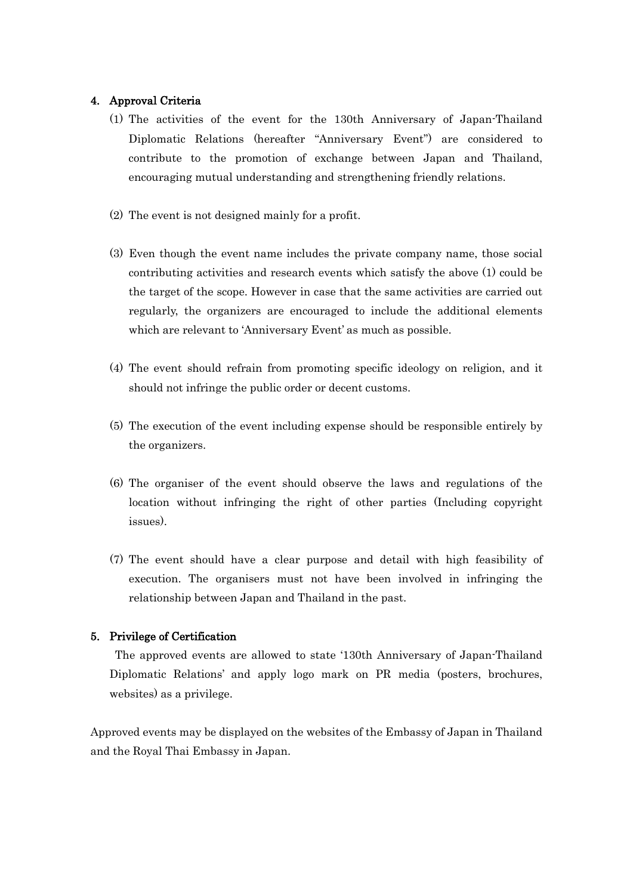## 4. Approval Criteria

(1) The activities of the event for the 130th Anniversary of Japan-Thailand Diplomatic Relations (hereafter "Anniversary Event") are considered to contribute to the promotion of exchange between Japan and Thailand, encouraging mutual understanding and strengthening friendly relations.

(2) The event is not designed mainly for a profit.

(3) Even though the event name includes the private company name, those social contributing activities and research events which satisfy the above (1) could be the target of the scope. However in case that the same activities are carried out regularly, the organizers are encouraged to include the additional elements which are relevant to 'Anniversary Event' as much as possible.

(4) The event should refrain from promoting specific ideology on religion, and it should not infringe the public order or decent customs.

(5) The execution of the event including expense should be responsible entirely by the organizers.

(6) The organiser of the event should observe the laws and regulations of the location without infringing the right of other parties (Including copyright issues).

(7) The event should have a clear purpose and detail with high feasibility of execution. The organisers must not have been involved in infringing the relationship between Japan and Thailand in the past.

## 5. Privilege of Certification

The approved events are allowed to state '130th Anniversary of Japan-Thailand Diplomatic Relations' and apply logo mark on PR media (posters, brochures, websites) as a privilege.

Approved events may be displayed on the websites of the Embassy of Japan in Thailand and the Royal Thai Embassy in Japan.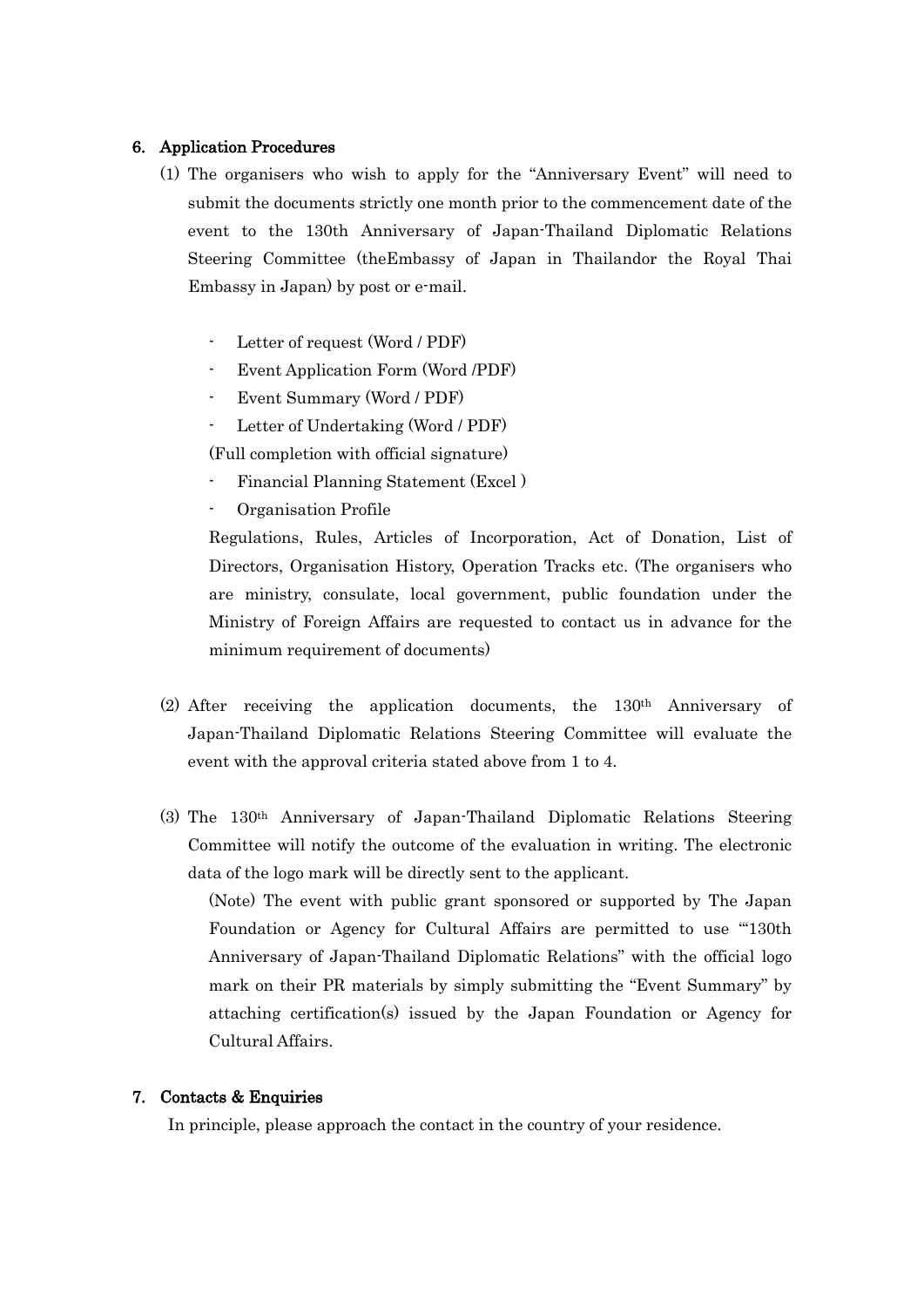## 6. Application Procedures

(1) The organisers who wish to apply for the "Anniversary Event" will need to submit the documents strictly one month prior to the commencement date of the event to the 130th Anniversary of Japan-Thailand Diplomatic Relations Steering Committee (theEmbassy of Japan in Thailandor the Royal Thai Embassy in Japan) by post or e-mail.

- Letter of request (Word / PDF)
- Event Application Form (Word /PDF)
- Event Summary (Word / PDF)
- Letter of Undertaking (Word / PDF)

(Full completion with official signature)

- Financial Planning Statement (Excel )
- Organisation Profile

Regulations, Rules, Articles of Incorporation, Act of Donation, List of Directors, Organisation History, Operation Tracks etc. (The organisers who are ministry, consulate, local government, public foundation under the Ministry of Foreign Affairs are requested to contact us in advance for the minimum requirement of documents)

(2) After receiving the application documents, the 130th Anniversary of Japan-Thailand Diplomatic Relations Steering Committee will evaluate the event with the approval criteria stated above from 1 to 4.

(3) The 130th Anniversary of Japan-Thailand Diplomatic Relations Steering Committee will notify the outcome of the evaluation in writing. The electronic data of the logo mark will be directly sent to the applicant.

(Note) The event with public grant sponsored or supported by The Japan Foundation or Agency for Cultural Affairs are permitted to use "'130th Anniversary of Japan-Thailand Diplomatic Relations" with the official logo mark on their PR materials by simply submitting the "Event Summary" by attaching certification(s) issued by the Japan Foundation or Agency for Cultural Affairs.

## 7. Contacts & Enquiries

In principle, please approach the contact in the country of your residence.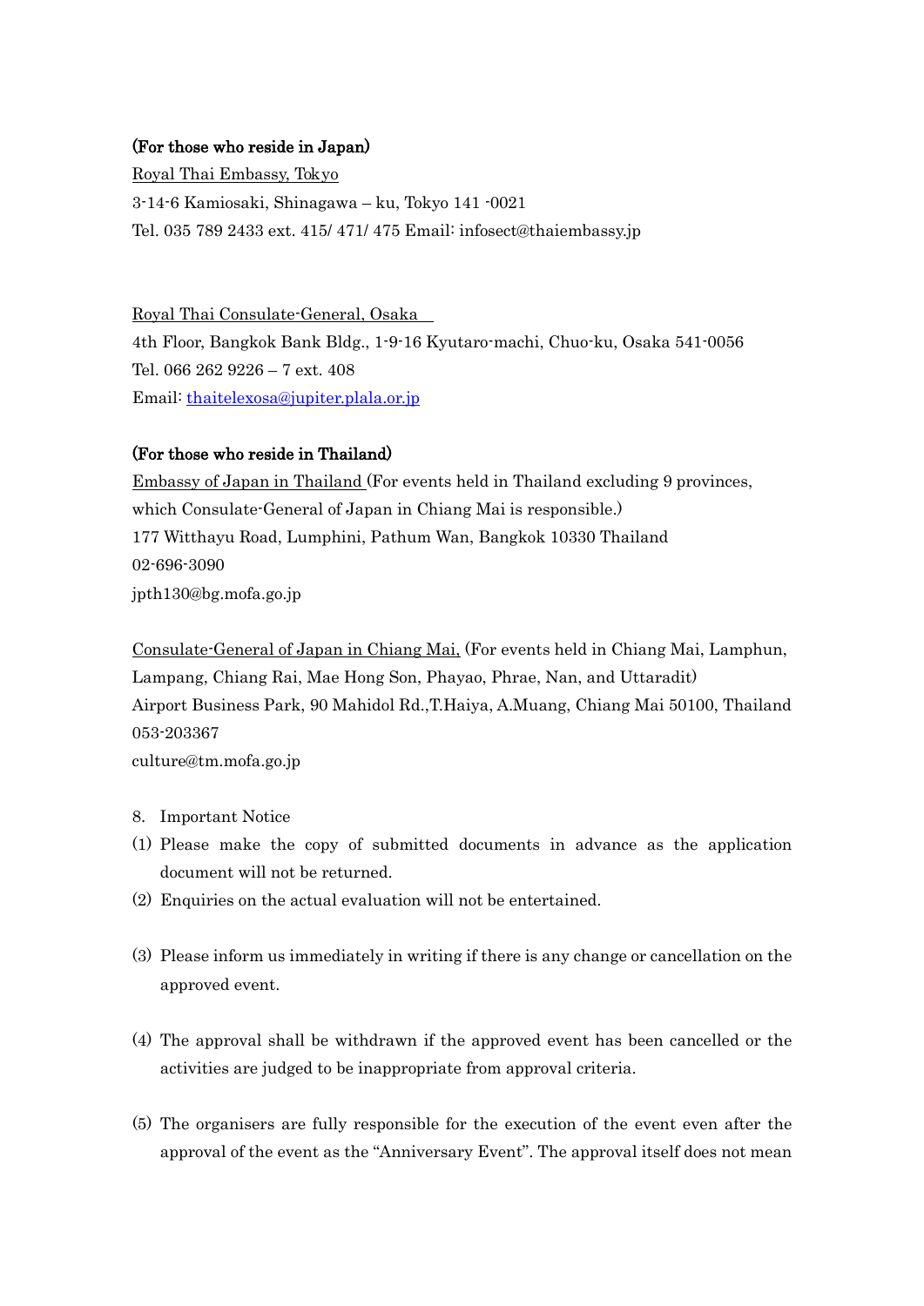**(For those who reside in Japan)**

Royal Thai Embassy, Tokyo
3-14-6 Kamiosaki, Shinagawa – ku, Tokyo 141 -0021
Tel. 035 789 2433 ext. 415/ 471/ 475 Email: infosect@thaiembassy.jp

Royal Thai Consulate-General, Osaka
4th Floor, Bangkok Bank Bldg., 1-9-16 Kyutaro-machi, Chuo-ku, Osaka 541-0056
Tel. 066 262 9226 – 7 ext. 408
Email: thaitelexosa@jupiter.plala.or.jp

**(For those who reside in Thailand)**

Embassy of Japan in Thailand (For events held in Thailand excluding 9 provinces, which Consulate-General of Japan in Chiang Mai is responsible.)
177 Witthayu Road, Lumphini, Pathum Wan, Bangkok 10330 Thailand
02-696-3090
jpth130@bg.mofa.go.jp

Consulate-General of Japan in Chiang Mai, (For events held in Chiang Mai, Lamphun, Lampang, Chiang Rai, Mae Hong Son, Phayao, Phrae, Nan, and Uttaradit)
Airport Business Park, 90 Mahidol Rd.,T.Haiya, A.Muang, Chiang Mai 50100, Thailand
053-203367
culture@tm.mofa.go.jp

8. Important Notice

(1) Please make the copy of submitted documents in advance as the application document will not be returned.

(2) Enquiries on the actual evaluation will not be entertained.

(3) Please inform us immediately in writing if there is any change or cancellation on the approved event.

(4) The approval shall be withdrawn if the approved event has been cancelled or the activities are judged to be inappropriate from approval criteria.

(5) The organisers are fully responsible for the execution of the event even after the approval of the event as the "Anniversary Event". The approval itself does not mean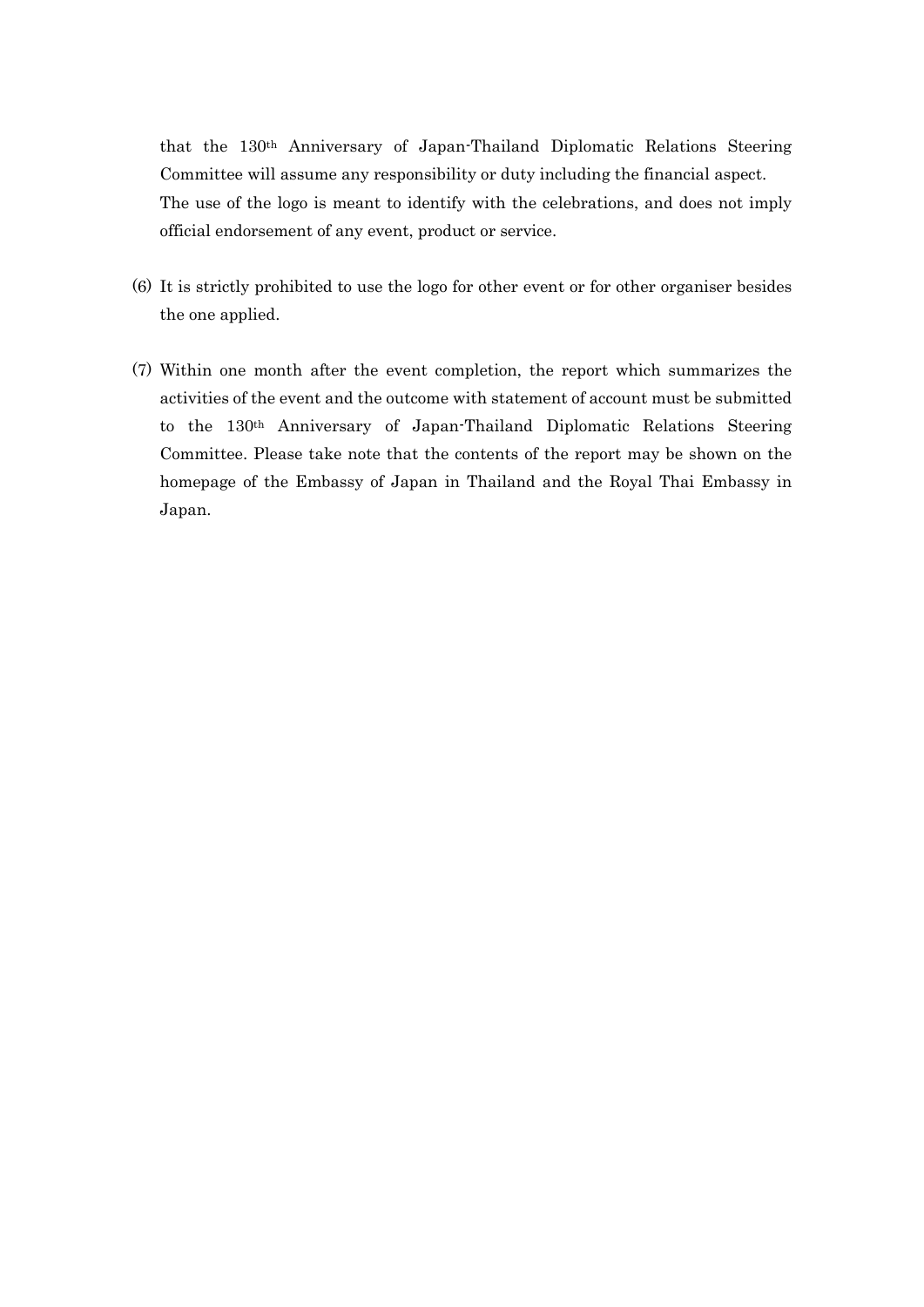that the 130th Anniversary of Japan-Thailand Diplomatic Relations Steering Committee will assume any responsibility or duty including the financial aspect. The use of the logo is meant to identify with the celebrations, and does not imply official endorsement of any event, product or service.

(6) It is strictly prohibited to use the logo for other event or for other organiser besides the one applied.

(7) Within one month after the event completion, the report which summarizes the activities of the event and the outcome with statement of account must be submitted to the 130th Anniversary of Japan-Thailand Diplomatic Relations Steering Committee. Please take note that the contents of the report may be shown on the homepage of the Embassy of Japan in Thailand and the Royal Thai Embassy in Japan.